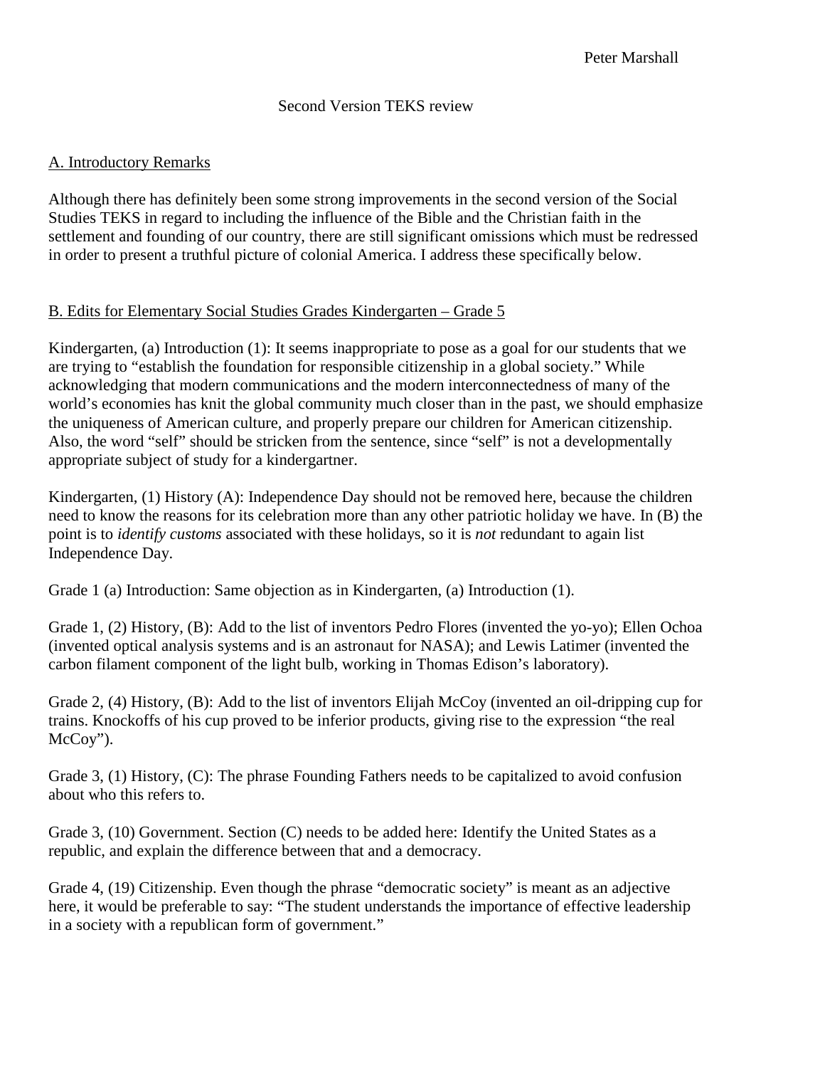Peter Marshall

Second Version TEKS review

## A. Introductory Remarks

Although there has definitely been some strong improvements in the second version of the Social Studies TEKS in regard to including the influence of the Bible and the Christian faith in the settlement and founding of our country, there are still significant omissions which must be redressed in order to present a truthful picture of colonial America. I address these specifically below.

## B. Edits for Elementary Social Studies Grades Kindergarten – Grade 5

Kindergarten, (a) Introduction (1): It seems inappropriate to pose as a goal for our students that we are trying to "establish the foundation for responsible citizenship in a global society." While acknowledging that modern communications and the modern interconnectedness of many of the world's economies has knit the global community much closer than in the past, we should emphasize the uniqueness of American culture, and properly prepare our children for American citizenship. Also, the word "self" should be stricken from the sentence, since "self" is not a developmentally appropriate subject of study for a kindergartner.

Kindergarten, (1) History (A): Independence Day should not be removed here, because the children need to know the reasons for its celebration more than any other patriotic holiday we have. In (B) the point is to *identify customs* associated with these holidays, so it is *not* redundant to again list Independence Day.

Grade 1 (a) Introduction: Same objection as in Kindergarten, (a) Introduction (1).

Grade 1, (2) History, (B): Add to the list of inventors Pedro Flores (invented the yo-yo); Ellen Ochoa (invented optical analysis systems and is an astronaut for NASA); and Lewis Latimer (invented the carbon filament component of the light bulb, working in Thomas Edison's laboratory).

Grade 2, (4) History, (B): Add to the list of inventors Elijah McCoy (invented an oil-dripping cup for trains. Knockoffs of his cup proved to be inferior products, giving rise to the expression "the real McCoy").

Grade 3, (1) History, (C): The phrase Founding Fathers needs to be capitalized to avoid confusion about who this refers to.

Grade 3, (10) Government. Section (C) needs to be added here: Identify the United States as a republic, and explain the difference between that and a democracy.

Grade 4, (19) Citizenship. Even though the phrase "democratic society" is meant as an adjective here, it would be preferable to say: "The student understands the importance of effective leadership in a society with a republican form of government."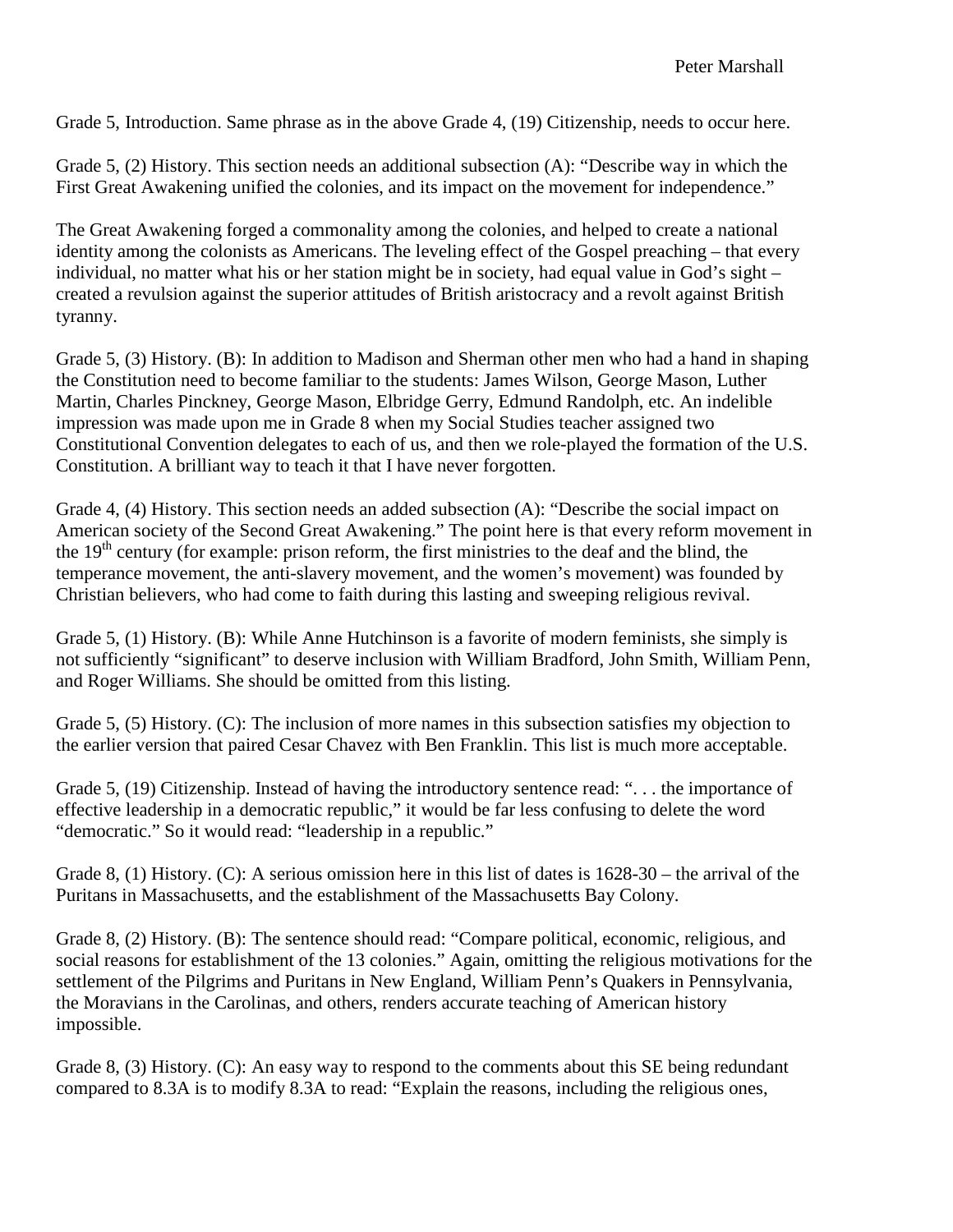Grade 5, Introduction. Same phrase as in the above Grade 4, (19) Citizenship, needs to occur here.

Grade 5, (2) History. This section needs an additional subsection (A): "Describe way in which the First Great Awakening unified the colonies, and its impact on the movement for independence."

The Great Awakening forged a commonality among the colonies, and helped to create a national identity among the colonists as Americans. The leveling effect of the Gospel preaching – that every individual, no matter what his or her station might be in society, had equal value in God's sight – created a revulsion against the superior attitudes of British aristocracy and a revolt against British tyranny.

Grade 5, (3) History. (B): In addition to Madison and Sherman other men who had a hand in shaping the Constitution need to become familiar to the students: James Wilson, George Mason, Luther Martin, Charles Pinckney, George Mason, Elbridge Gerry, Edmund Randolph, etc. An indelible impression was made upon me in Grade 8 when my Social Studies teacher assigned two Constitutional Convention delegates to each of us, and then we role-played the formation of the U.S. Constitution. A brilliant way to teach it that I have never forgotten.

Grade 4, (4) History. This section needs an added subsection (A): "Describe the social impact on American society of the Second Great Awakening." The point here is that every reform movement in the 19th century (for example: prison reform, the first ministries to the deaf and the blind, the temperance movement, the anti-slavery movement, and the women's movement) was founded by Christian believers, who had come to faith during this lasting and sweeping religious revival.

Grade 5, (1) History. (B): While Anne Hutchinson is a favorite of modern feminists, she simply is not sufficiently "significant" to deserve inclusion with William Bradford, John Smith, William Penn, and Roger Williams. She should be omitted from this listing.

Grade 5, (5) History. (C): The inclusion of more names in this subsection satisfies my objection to the earlier version that paired Cesar Chavez with Ben Franklin. This list is much more acceptable.

Grade 5, (19) Citizenship. Instead of having the introductory sentence read: ". . . the importance of effective leadership in a democratic republic," it would be far less confusing to delete the word "democratic." So it would read: "leadership in a republic."

Grade 8, (1) History. (C): A serious omission here in this list of dates is 1628-30 – the arrival of the Puritans in Massachusetts, and the establishment of the Massachusetts Bay Colony.

Grade 8, (2) History. (B): The sentence should read: "Compare political, economic, religious, and social reasons for establishment of the 13 colonies." Again, omitting the religious motivations for the settlement of the Pilgrims and Puritans in New England, William Penn's Quakers in Pennsylvania, the Moravians in the Carolinas, and others, renders accurate teaching of American history impossible.

Grade 8, (3) History. (C): An easy way to respond to the comments about this SE being redundant compared to 8.3A is to modify 8.3A to read: "Explain the reasons, including the religious ones,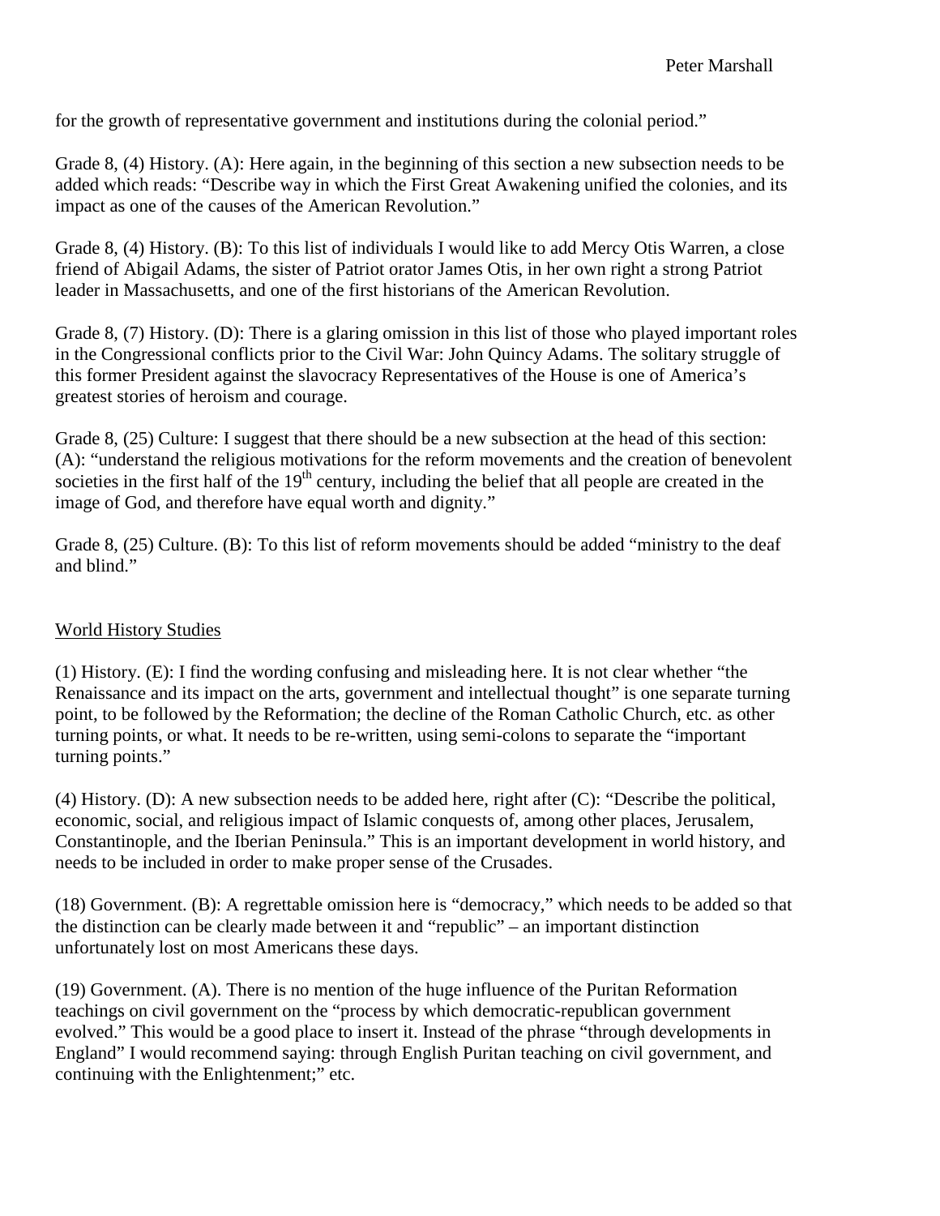for the growth of representative government and institutions during the colonial period."

Grade 8, (4) History. (A): Here again, in the beginning of this section a new subsection needs to be added which reads: "Describe way in which the First Great Awakening unified the colonies, and its impact as one of the causes of the American Revolution."

Grade 8, (4) History. (B): To this list of individuals I would like to add Mercy Otis Warren, a close friend of Abigail Adams, the sister of Patriot orator James Otis, in her own right a strong Patriot leader in Massachusetts, and one of the first historians of the American Revolution.

Grade 8, (7) History. (D): There is a glaring omission in this list of those who played important roles in the Congressional conflicts prior to the Civil War: John Quincy Adams. The solitary struggle of this former President against the slavocracy Representatives of the House is one of America's greatest stories of heroism and courage.

Grade 8, (25) Culture: I suggest that there should be a new subsection at the head of this section: (A): "understand the religious motivations for the reform movements and the creation of benevolent societies in the first half of the 19th century, including the belief that all people are created in the image of God, and therefore have equal worth and dignity."

Grade 8, (25) Culture. (B): To this list of reform movements should be added "ministry to the deaf and blind."

<u>World History Studies</u>

(1) History. (E): I find the wording confusing and misleading here. It is not clear whether "the Renaissance and its impact on the arts, government and intellectual thought" is one separate turning point, to be followed by the Reformation; the decline of the Roman Catholic Church, etc. as other turning points, or what. It needs to be re-written, using semi-colons to separate the "important turning points."

(4) History. (D): A new subsection needs to be added here, right after (C): "Describe the political, economic, social, and religious impact of Islamic conquests of, among other places, Jerusalem, Constantinople, and the Iberian Peninsula." This is an important development in world history, and needs to be included in order to make proper sense of the Crusades.

(18) Government. (B): A regrettable omission here is "democracy," which needs to be added so that the distinction can be clearly made between it and "republic" – an important distinction unfortunately lost on most Americans these days.

(19) Government. (A). There is no mention of the huge influence of the Puritan Reformation teachings on civil government on the "process by which democratic-republican government evolved." This would be a good place to insert it. Instead of the phrase "through developments in England" I would recommend saying: through English Puritan teaching on civil government, and continuing with the Enlightenment;" etc.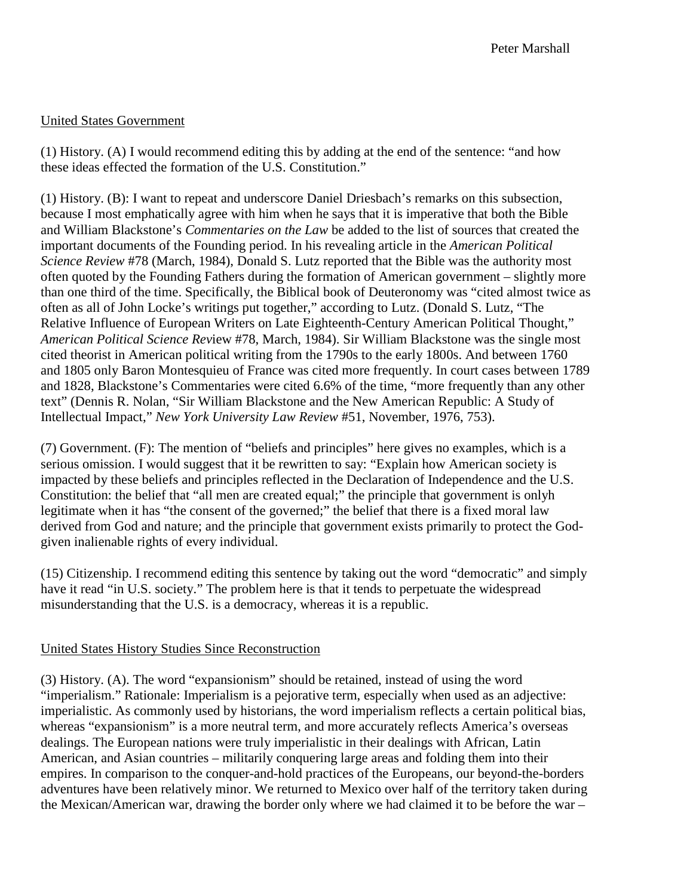Peter Marshall

United States Government

(1) History. (A) I would recommend editing this by adding at the end of the sentence: "and how these ideas effected the formation of the U.S. Constitution."

(1) History. (B): I want to repeat and underscore Daniel Driesbach's remarks on this subsection, because I most emphatically agree with him when he says that it is imperative that both the Bible and William Blackstone's *Commentaries on the Law* be added to the list of sources that created the important documents of the Founding period. In his revealing article in the *American Political Science Review* #78 (March, 1984), Donald S. Lutz reported that the Bible was the authority most often quoted by the Founding Fathers during the formation of American government – slightly more than one third of the time. Specifically, the Biblical book of Deuteronomy was "cited almost twice as often as all of John Locke's writings put together," according to Lutz. (Donald S. Lutz, "The Relative Influence of European Writers on Late Eighteenth-Century American Political Thought," *American Political Science Review* #78, March, 1984). Sir William Blackstone was the single most cited theorist in American political writing from the 1790s to the early 1800s. And between 1760 and 1805 only Baron Montesquieu of France was cited more frequently. In court cases between 1789 and 1828, Blackstone's Commentaries were cited 6.6% of the time, "more frequently than any other text" (Dennis R. Nolan, "Sir William Blackstone and the New American Republic: A Study of Intellectual Impact," *New York University Law Review* #51, November, 1976, 753).

(7) Government. (F): The mention of "beliefs and principles" here gives no examples, which is a serious omission. I would suggest that it be rewritten to say: "Explain how American society is impacted by these beliefs and principles reflected in the Declaration of Independence and the U.S. Constitution: the belief that "all men are created equal;" the principle that government is onlyh legitimate when it has "the consent of the governed;" the belief that there is a fixed moral law derived from God and nature; and the principle that government exists primarily to protect the God-given inalienable rights of every individual.

(15) Citizenship. I recommend editing this sentence by taking out the word "democratic" and simply have it read "in U.S. society." The problem here is that it tends to perpetuate the widespread misunderstanding that the U.S. is a democracy, whereas it is a republic.

United States History Studies Since Reconstruction

(3) History. (A). The word "expansionism" should be retained, instead of using the word "imperialism." Rationale: Imperialism is a pejorative term, especially when used as an adjective: imperialistic. As commonly used by historians, the word imperialism reflects a certain political bias, whereas "expansionism" is a more neutral term, and more accurately reflects America's overseas dealings. The European nations were truly imperialistic in their dealings with African, Latin American, and Asian countries – militarily conquering large areas and folding them into their empires. In comparison to the conquer-and-hold practices of the Europeans, our beyond-the-borders adventures have been relatively minor. We returned to Mexico over half of the territory taken during the Mexican/American war, drawing the border only where we had claimed it to be before the war –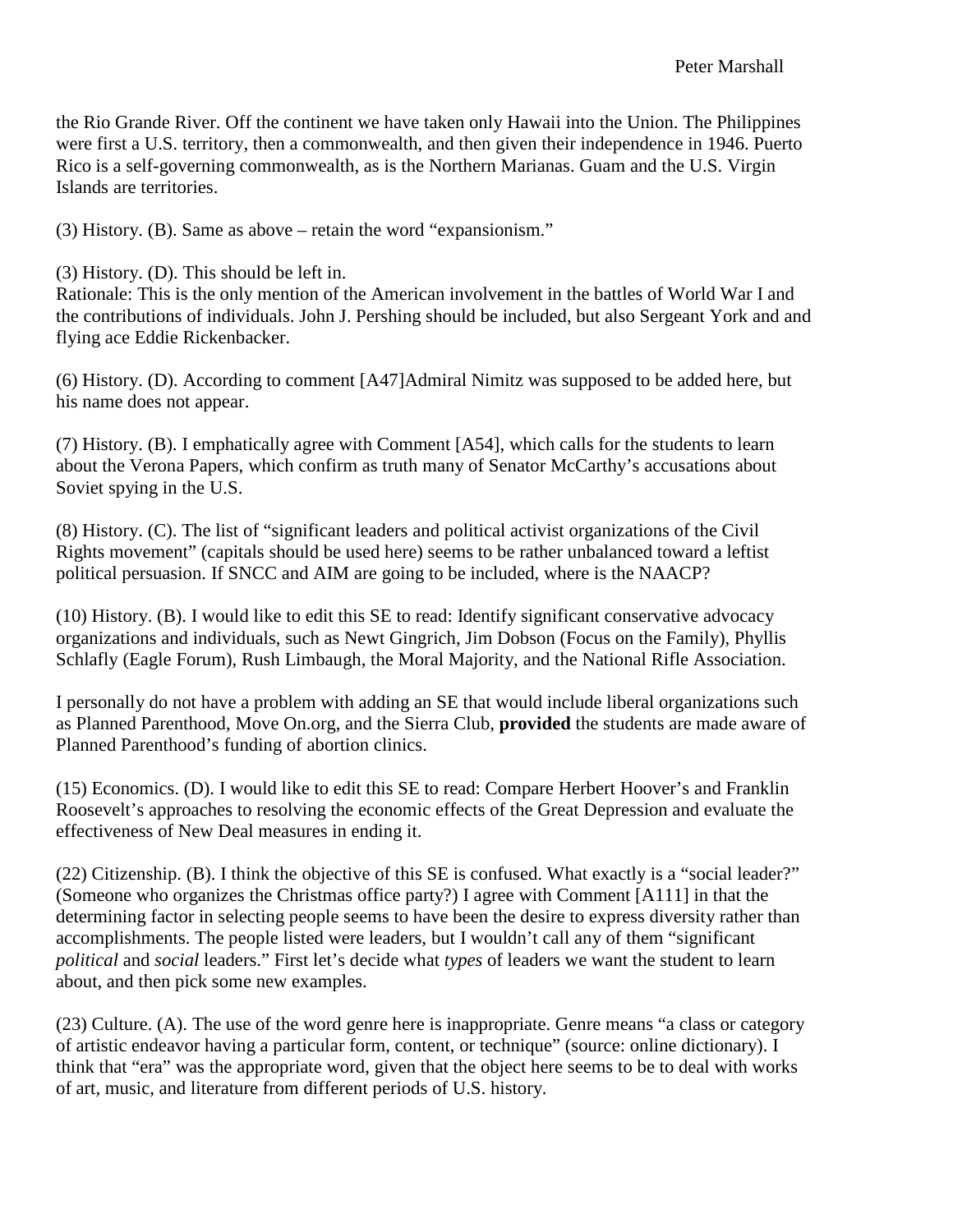the Rio Grande River. Off the continent we have taken only Hawaii into the Union. The Philippines were first a U.S. territory, then a commonwealth, and then given their independence in 1946. Puerto Rico is a self-governing commonwealth, as is the Northern Marianas. Guam and the U.S. Virgin Islands are territories.

(3) History. (B). Same as above – retain the word "expansionism."

(3) History. (D). This should be left in.
Rationale: This is the only mention of the American involvement in the battles of World War I and the contributions of individuals. John J. Pershing should be included, but also Sergeant York and and flying ace Eddie Rickenbacker.

(6) History. (D). According to comment [A47]Admiral Nimitz was supposed to be added here, but his name does not appear.

(7) History. (B). I emphatically agree with Comment [A54], which calls for the students to learn about the Verona Papers, which confirm as truth many of Senator McCarthy's accusations about Soviet spying in the U.S.

(8) History. (C). The list of "significant leaders and political activist organizations of the Civil Rights movement" (capitals should be used here) seems to be rather unbalanced toward a leftist political persuasion. If SNCC and AIM are going to be included, where is the NAACP?

(10) History. (B). I would like to edit this SE to read: Identify significant conservative advocacy organizations and individuals, such as Newt Gingrich, Jim Dobson (Focus on the Family), Phyllis Schlafly (Eagle Forum), Rush Limbaugh, the Moral Majority, and the National Rifle Association.

I personally do not have a problem with adding an SE that would include liberal organizations such as Planned Parenthood, Move On.org, and the Sierra Club, **provided** the students are made aware of Planned Parenthood's funding of abortion clinics.

(15) Economics. (D). I would like to edit this SE to read: Compare Herbert Hoover's and Franklin Roosevelt's approaches to resolving the economic effects of the Great Depression and evaluate the effectiveness of New Deal measures in ending it.

(22) Citizenship. (B). I think the objective of this SE is confused. What exactly is a "social leader?" (Someone who organizes the Christmas office party?) I agree with Comment [A111] in that the determining factor in selecting people seems to have been the desire to express diversity rather than accomplishments. The people listed were leaders, but I wouldn't call any of them "significant *political* and *social* leaders." First let's decide what *types* of leaders we want the student to learn about, and then pick some new examples.

(23) Culture. (A). The use of the word genre here is inappropriate. Genre means "a class or category of artistic endeavor having a particular form, content, or technique" (source: online dictionary). I think that "era" was the appropriate word, given that the object here seems to be to deal with works of art, music, and literature from different periods of U.S. history.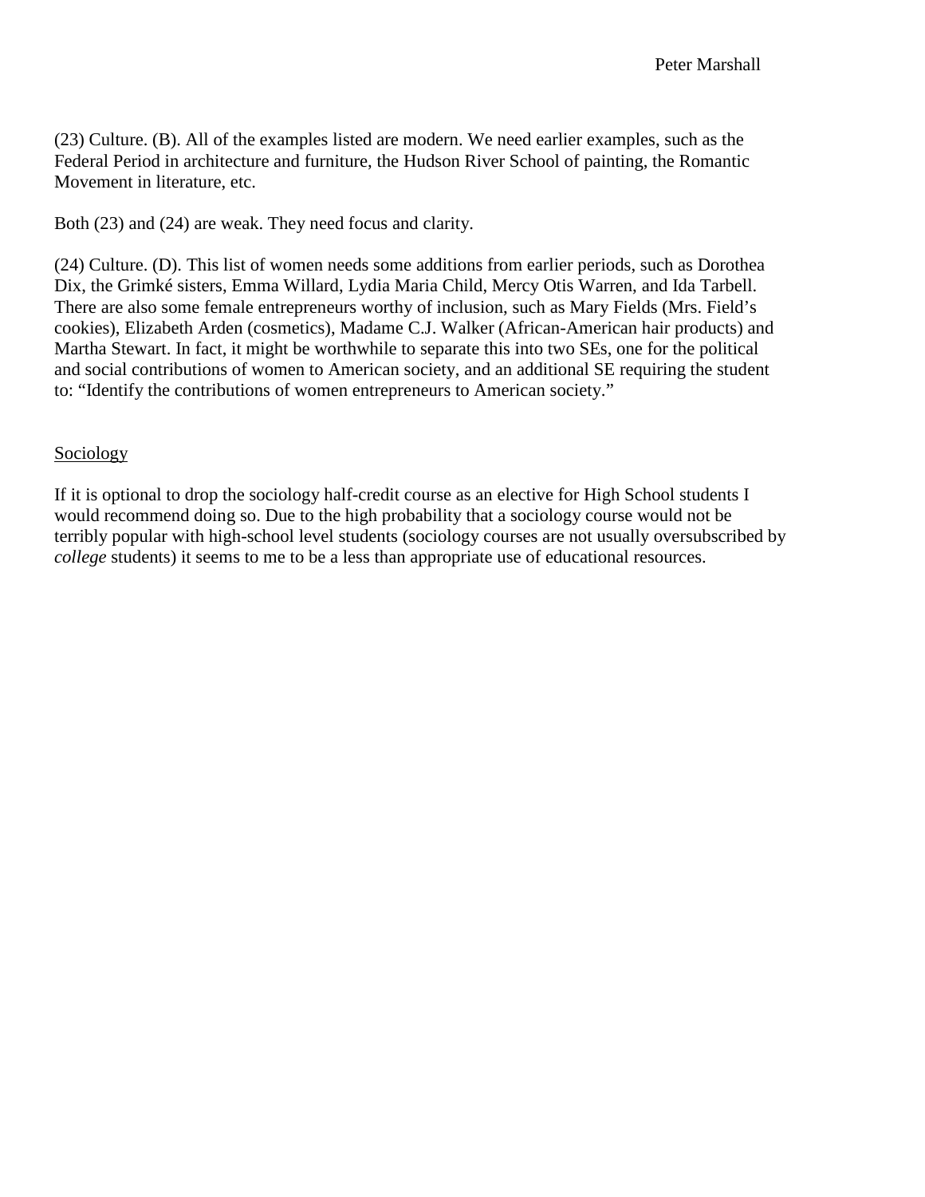(23) Culture. (B). All of the examples listed are modern. We need earlier examples, such as the Federal Period in architecture and furniture, the Hudson River School of painting, the Romantic Movement in literature, etc.

Both (23) and (24) are weak. They need focus and clarity.

(24) Culture. (D). This list of women needs some additions from earlier periods, such as Dorothea Dix, the Grimké sisters, Emma Willard, Lydia Maria Child, Mercy Otis Warren, and Ida Tarbell. There are also some female entrepreneurs worthy of inclusion, such as Mary Fields (Mrs. Field's cookies), Elizabeth Arden (cosmetics), Madame C.J. Walker (African-American hair products) and Martha Stewart. In fact, it might be worthwhile to separate this into two SEs, one for the political and social contributions of women to American society, and an additional SE requiring the student to: "Identify the contributions of women entrepreneurs to American society."

<u>Sociology</u>

If it is optional to drop the sociology half-credit course as an elective for High School students I would recommend doing so. Due to the high probability that a sociology course would not be terribly popular with high-school level students (sociology courses are not usually oversubscribed by *college* students) it seems to me to be a less than appropriate use of educational resources.